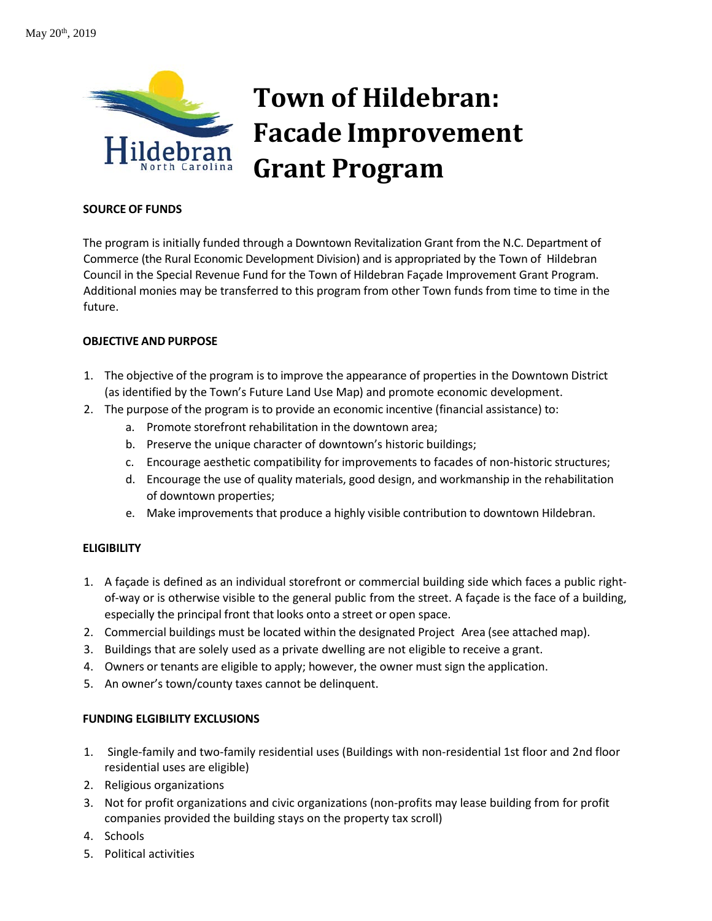May 20th, 2019

# Town of Hildebran: Facade Improvement Grant Program

**SOURCE OF FUNDS**

The program is initially funded through a Downtown Revitalization Grant from the N.C. Department of Commerce (the Rural Economic Development Division) and is appropriated by the Town of Hildebran Council in the Special Revenue Fund for the Town of Hildebran Façade Improvement Grant Program. Additional monies may be transferred to this program from other Town funds from time to time in the future.

**OBJECTIVE AND PURPOSE**

1. The objective of the program is to improve the appearance of properties in the Downtown District (as identified by the Town's Future Land Use Map) and promote economic development.
2. The purpose of the program is to provide an economic incentive (financial assistance) to:
   a. Promote storefront rehabilitation in the downtown area;
   b. Preserve the unique character of downtown's historic buildings;
   c. Encourage aesthetic compatibility for improvements to facades of non-historic structures;
   d. Encourage the use of quality materials, good design, and workmanship in the rehabilitation of downtown properties;
   e. Make improvements that produce a highly visible contribution to downtown Hildebran.

**ELIGIBILITY**

1. A façade is defined as an individual storefront or commercial building side which faces a public right-of-way or is otherwise visible to the general public from the street. A façade is the face of a building, especially the principal front that looks onto a street or open space.
2. Commercial buildings must be located within the designated Project Area (see attached map).
3. Buildings that are solely used as a private dwelling are not eligible to receive a grant.
4. Owners or tenants are eligible to apply; however, the owner must sign the application.
5. An owner's town/county taxes cannot be delinquent.

**FUNDING ELGIBILITY EXCLUSIONS**

1. Single-family and two-family residential uses (Buildings with non-residential 1st floor and 2nd floor residential uses are eligible)
2. Religious organizations
3. Not for profit organizations and civic organizations (non-profits may lease building from for profit companies provided the building stays on the property tax scroll)
4. Schools
5. Political activities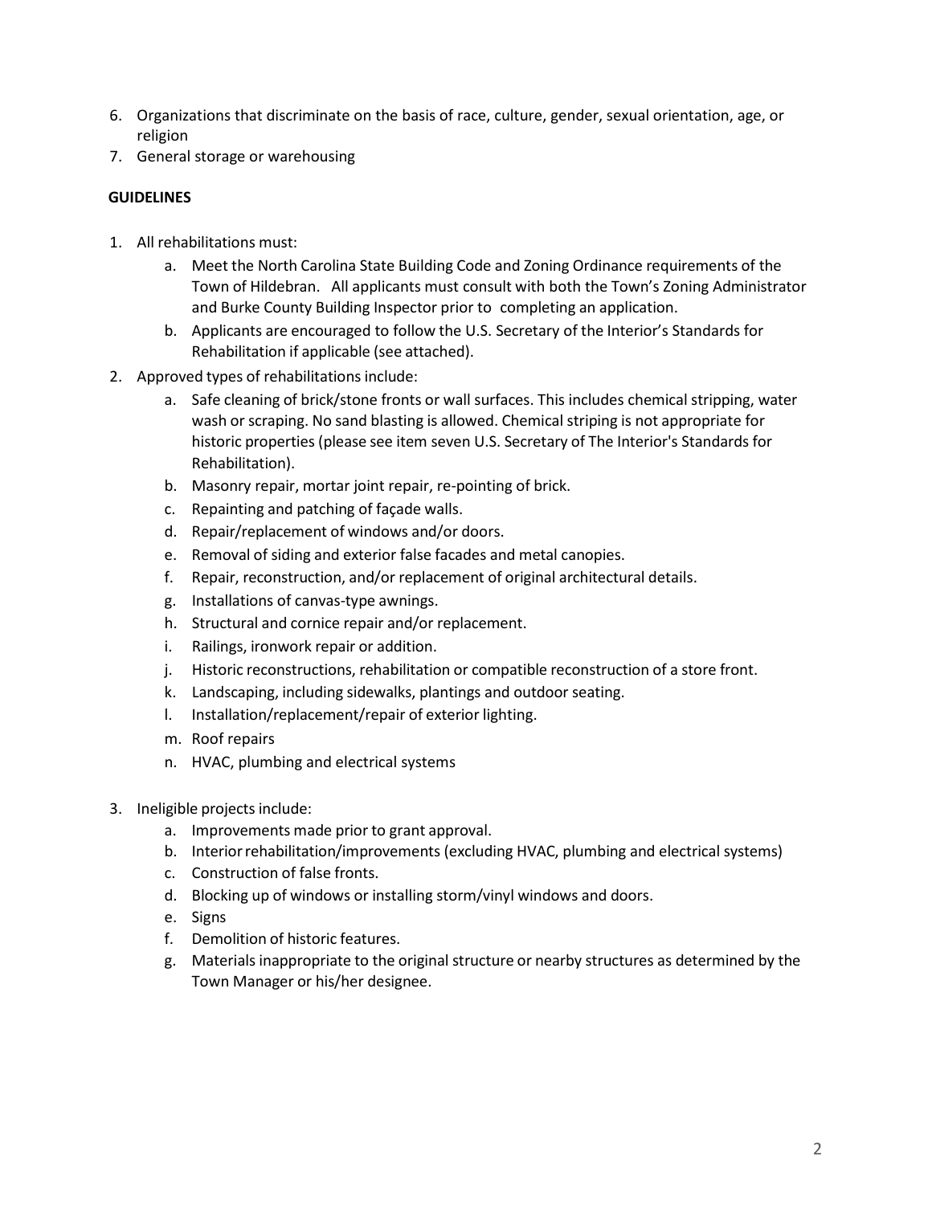6. Organizations that discriminate on the basis of race, culture, gender, sexual orientation, age, or religion
7. General storage or warehousing

**GUIDELINES**

1. All rehabilitations must:
    a. Meet the North Carolina State Building Code and Zoning Ordinance requirements of the Town of Hildebran. All applicants must consult with both the Town's Zoning Administrator and Burke County Building Inspector prior to completing an application.
    b. Applicants are encouraged to follow the U.S. Secretary of the Interior's Standards for Rehabilitation if applicable (see attached).
2. Approved types of rehabilitations include:
    a. Safe cleaning of brick/stone fronts or wall surfaces. This includes chemical stripping, water wash or scraping. No sand blasting is allowed. Chemical striping is not appropriate for historic properties (please see item seven U.S. Secretary of The Interior's Standards for Rehabilitation).
    b. Masonry repair, mortar joint repair, re-pointing of brick.
    c. Repainting and patching of façade walls.
    d. Repair/replacement of windows and/or doors.
    e. Removal of siding and exterior false facades and metal canopies.
    f. Repair, reconstruction, and/or replacement of original architectural details.
    g. Installations of canvas-type awnings.
    h. Structural and cornice repair and/or replacement.
    i. Railings, ironwork repair or addition.
    j. Historic reconstructions, rehabilitation or compatible reconstruction of a store front.
    k. Landscaping, including sidewalks, plantings and outdoor seating.
    l. Installation/replacement/repair of exterior lighting.
    m. Roof repairs
    n. HVAC, plumbing and electrical systems
3. Ineligible projects include:
    a. Improvements made prior to grant approval.
    b. Interior rehabilitation/improvements (excluding HVAC, plumbing and electrical systems)
    c. Construction of false fronts.
    d. Blocking up of windows or installing storm/vinyl windows and doors.
    e. Signs
    f. Demolition of historic features.
    g. Materials inappropriate to the original structure or nearby structures as determined by the Town Manager or his/her designee.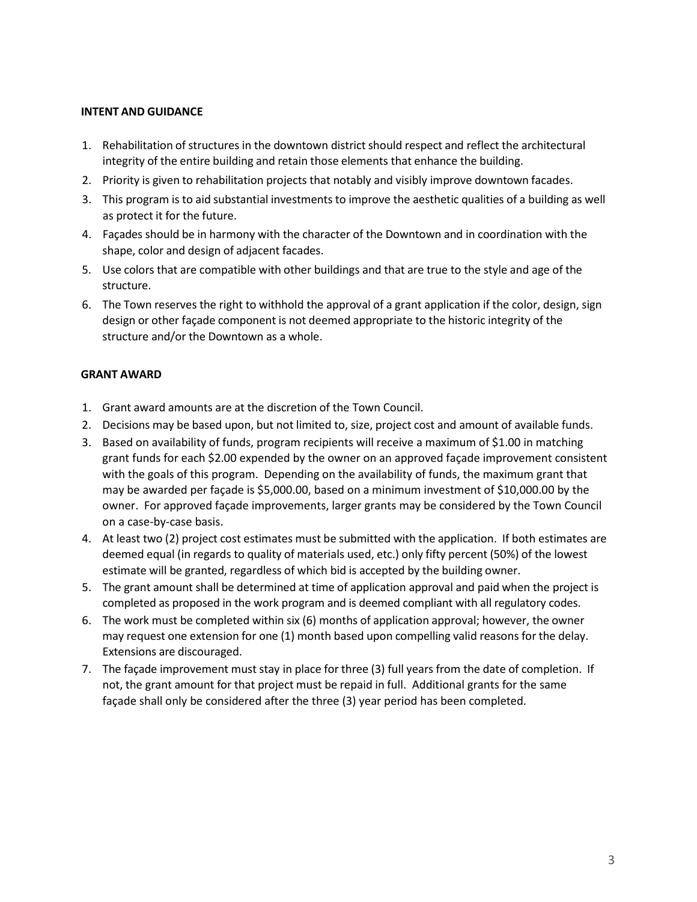**INTENT AND GUIDANCE**

1. Rehabilitation of structures in the downtown district should respect and reflect the architectural integrity of the entire building and retain those elements that enhance the building.
2. Priority is given to rehabilitation projects that notably and visibly improve downtown facades.
3. This program is to aid substantial investments to improve the aesthetic qualities of a building as well as protect it for the future.
4. Façades should be in harmony with the character of the Downtown and in coordination with the shape, color and design of adjacent facades.
5. Use colors that are compatible with other buildings and that are true to the style and age of the structure.
6. The Town reserves the right to withhold the approval of a grant application if the color, design, sign design or other façade component is not deemed appropriate to the historic integrity of the structure and/or the Downtown as a whole.

**GRANT AWARD**

1. Grant award amounts are at the discretion of the Town Council.
2. Decisions may be based upon, but not limited to, size, project cost and amount of available funds.
3. Based on availability of funds, program recipients will receive a maximum of $1.00 in matching grant funds for each $2.00 expended by the owner on an approved façade improvement consistent with the goals of this program. Depending on the availability of funds, the maximum grant that may be awarded per façade is $5,000.00, based on a minimum investment of $10,000.00 by the owner. For approved façade improvements, larger grants may be considered by the Town Council on a case-by-case basis.
4. At least two (2) project cost estimates must be submitted with the application. If both estimates are deemed equal (in regards to quality of materials used, etc.) only fifty percent (50%) of the lowest estimate will be granted, regardless of which bid is accepted by the building owner.
5. The grant amount shall be determined at time of application approval and paid when the project is completed as proposed in the work program and is deemed compliant with all regulatory codes.
6. The work must be completed within six (6) months of application approval; however, the owner may request one extension for one (1) month based upon compelling valid reasons for the delay. Extensions are discouraged.
7. The façade improvement must stay in place for three (3) full years from the date of completion. If not, the grant amount for that project must be repaid in full. Additional grants for the same façade shall only be considered after the three (3) year period has been completed.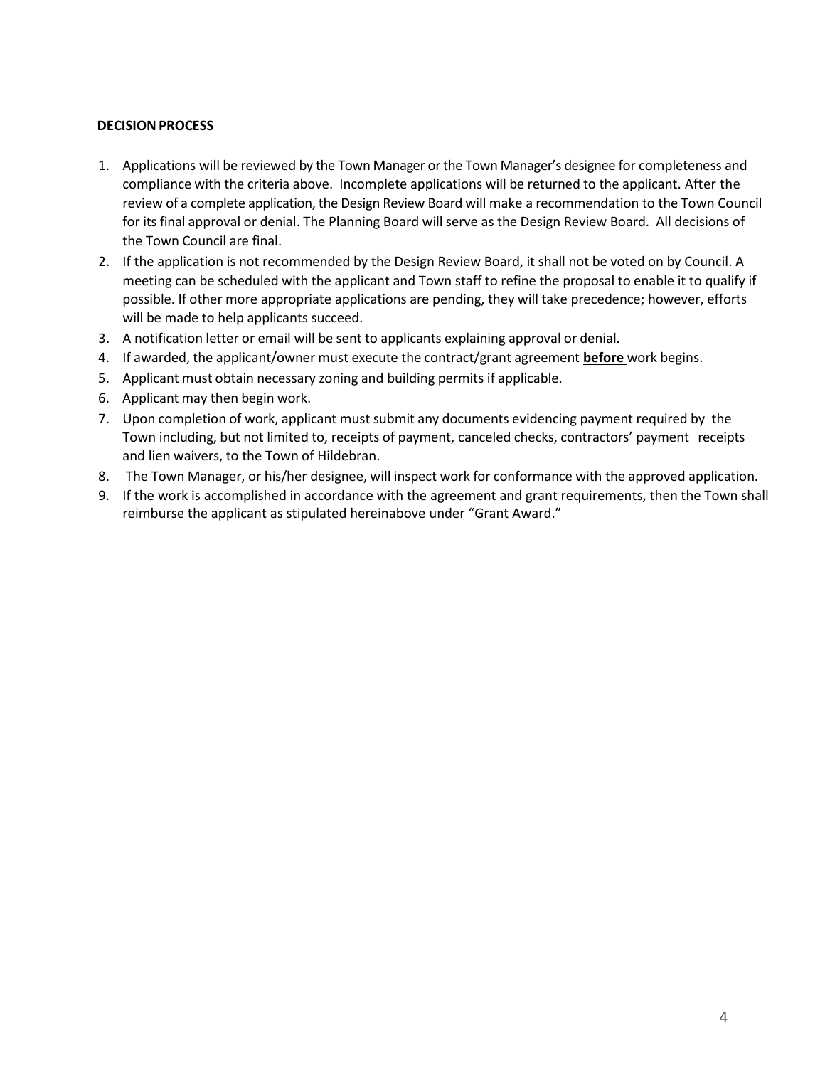**DECISION PROCESS**

1. Applications will be reviewed by the Town Manager or the Town Manager's designee for completeness and compliance with the criteria above. Incomplete applications will be returned to the applicant. After the review of a complete application, the Design Review Board will make a recommendation to the Town Council for its final approval or denial. The Planning Board will serve as the Design Review Board. All decisions of the Town Council are final.
2. If the application is not recommended by the Design Review Board, it shall not be voted on by Council. A meeting can be scheduled with the applicant and Town staff to refine the proposal to enable it to qualify if possible. If other more appropriate applications are pending, they will take precedence; however, efforts will be made to help applicants succeed.
3. A notification letter or email will be sent to applicants explaining approval or denial.
4. If awarded, the applicant/owner must execute the contract/grant agreement **before** work begins.
5. Applicant must obtain necessary zoning and building permits if applicable.
6. Applicant may then begin work.
7. Upon completion of work, applicant must submit any documents evidencing payment required by the Town including, but not limited to, receipts of payment, canceled checks, contractors' payment receipts and lien waivers, to the Town of Hildebran.
8. The Town Manager, or his/her designee, will inspect work for conformance with the approved application.
9. If the work is accomplished in accordance with the agreement and grant requirements, then the Town shall reimburse the applicant as stipulated hereinabove under "Grant Award."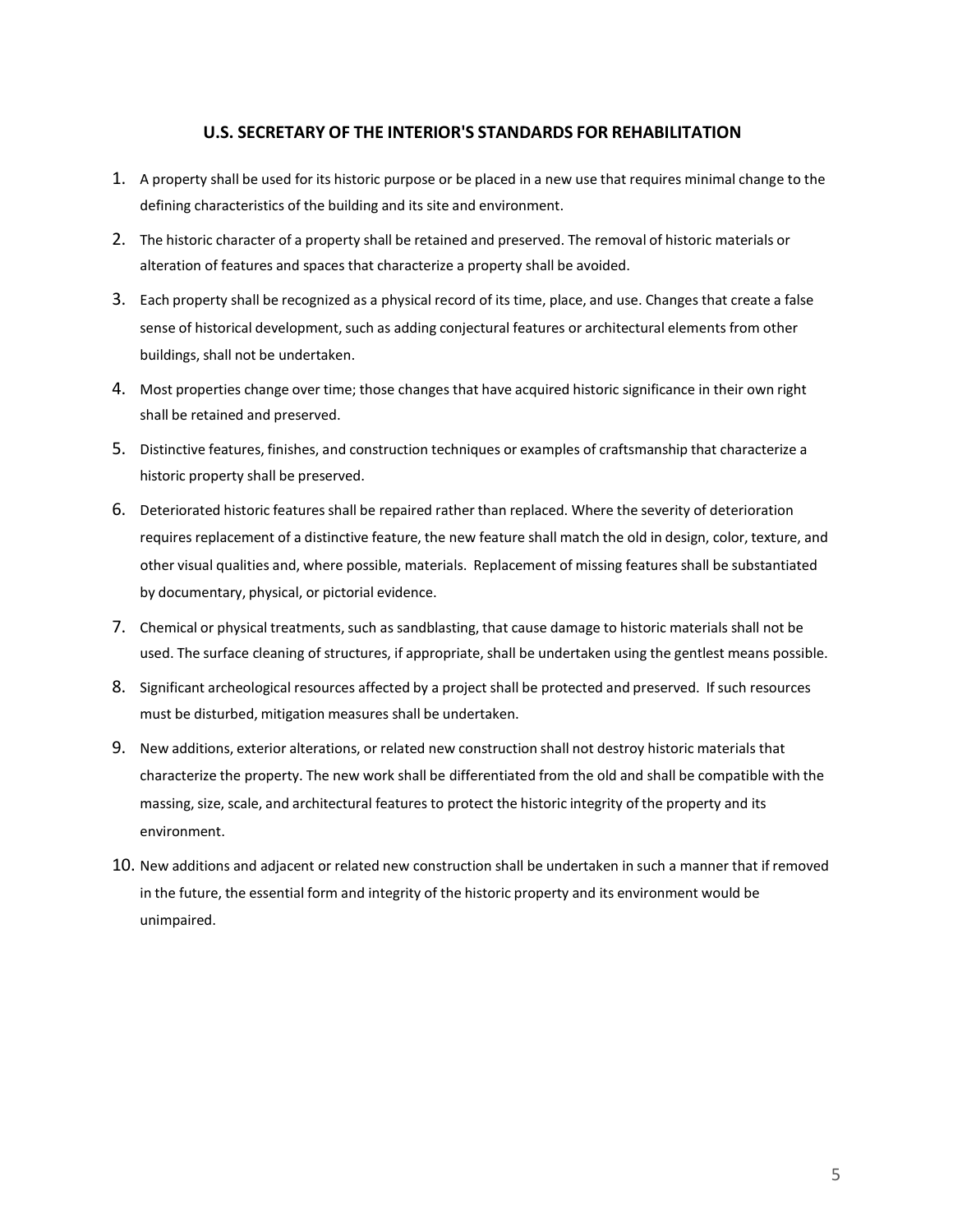## U.S. SECRETARY OF THE INTERIOR'S STANDARDS FOR REHABILITATION

1. A property shall be used for its historic purpose or be placed in a new use that requires minimal change to the defining characteristics of the building and its site and environment.
2. The historic character of a property shall be retained and preserved. The removal of historic materials or alteration of features and spaces that characterize a property shall be avoided.
3. Each property shall be recognized as a physical record of its time, place, and use. Changes that create a false sense of historical development, such as adding conjectural features or architectural elements from other buildings, shall not be undertaken.
4. Most properties change over time; those changes that have acquired historic significance in their own right shall be retained and preserved.
5. Distinctive features, finishes, and construction techniques or examples of craftsmanship that characterize a historic property shall be preserved.
6. Deteriorated historic features shall be repaired rather than replaced. Where the severity of deterioration requires replacement of a distinctive feature, the new feature shall match the old in design, color, texture, and other visual qualities and, where possible, materials. Replacement of missing features shall be substantiated by documentary, physical, or pictorial evidence.
7. Chemical or physical treatments, such as sandblasting, that cause damage to historic materials shall not be used. The surface cleaning of structures, if appropriate, shall be undertaken using the gentlest means possible.
8. Significant archeological resources affected by a project shall be protected and preserved. If such resources must be disturbed, mitigation measures shall be undertaken.
9. New additions, exterior alterations, or related new construction shall not destroy historic materials that characterize the property. The new work shall be differentiated from the old and shall be compatible with the massing, size, scale, and architectural features to protect the historic integrity of the property and its environment.
10. New additions and adjacent or related new construction shall be undertaken in such a manner that if removed in the future, the essential form and integrity of the historic property and its environment would be unimpaired.